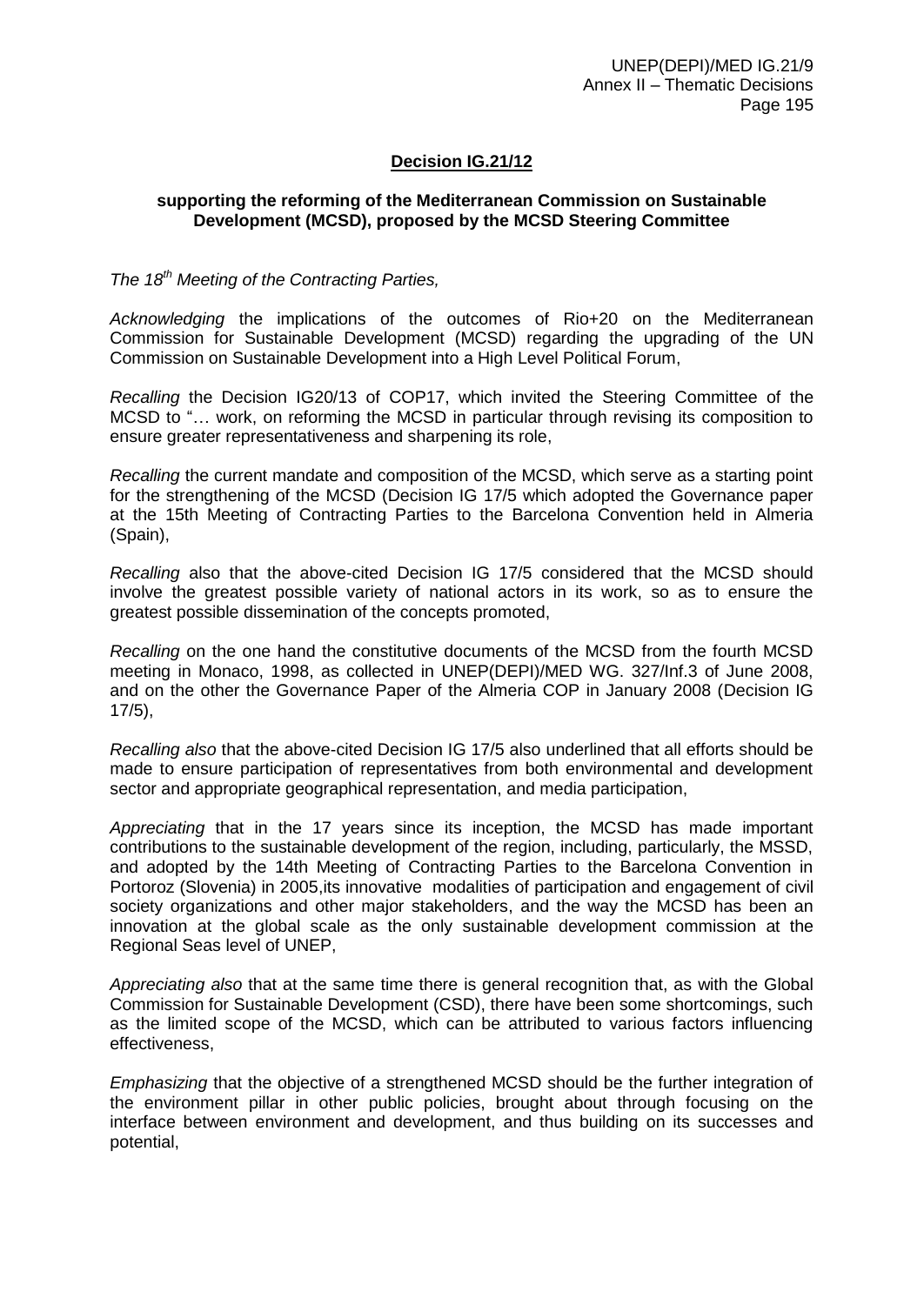**Decision IG.21/12**

**supporting the reforming of the Mediterranean Commission on Sustainable Development (MCSD), proposed by the MCSD Steering Committee**

*The 18th Meeting of the Contracting Parties,*

*Acknowledging* the implications of the outcomes of Rio+20 on the Mediterranean Commission for Sustainable Development (MCSD) regarding the upgrading of the UN Commission on Sustainable Development into a High Level Political Forum,

*Recalling* the Decision IG20/13 of COP17, which invited the Steering Committee of the MCSD to "… work, on reforming the MCSD in particular through revising its composition to ensure greater representativeness and sharpening its role,

*Recalling* the current mandate and composition of the MCSD, which serve as a starting point for the strengthening of the MCSD (Decision IG 17/5 which adopted the Governance paper at the 15th Meeting of Contracting Parties to the Barcelona Convention held in Almeria (Spain),

*Recalling* also that the above-cited Decision IG 17/5 considered that the MCSD should involve the greatest possible variety of national actors in its work, so as to ensure the greatest possible dissemination of the concepts promoted,

*Recalling* on the one hand the constitutive documents of the MCSD from the fourth MCSD meeting in Monaco, 1998, as collected in UNEP(DEPI)/MED WG. 327/Inf.3 of June 2008, and on the other the Governance Paper of the Almeria COP in January 2008 (Decision IG 17/5),

*Recalling also* that the above-cited Decision IG 17/5 also underlined that all efforts should be made to ensure participation of representatives from both environmental and development sector and appropriate geographical representation, and media participation,

*Appreciating* that in the 17 years since its inception, the MCSD has made important contributions to the sustainable development of the region, including, particularly, the MSSD, and adopted by the 14th Meeting of Contracting Parties to the Barcelona Convention in Portoroz (Slovenia) in 2005,its innovative modalities of participation and engagement of civil society organizations and other major stakeholders, and the way the MCSD has been an innovation at the global scale as the only sustainable development commission at the Regional Seas level of UNEP,

*Appreciating also* that at the same time there is general recognition that, as with the Global Commission for Sustainable Development (CSD), there have been some shortcomings, such as the limited scope of the MCSD, which can be attributed to various factors influencing effectiveness,

*Emphasizing* that the objective of a strengthened MCSD should be the further integration of the environment pillar in other public policies, brought about through focusing on the interface between environment and development, and thus building on its successes and potential,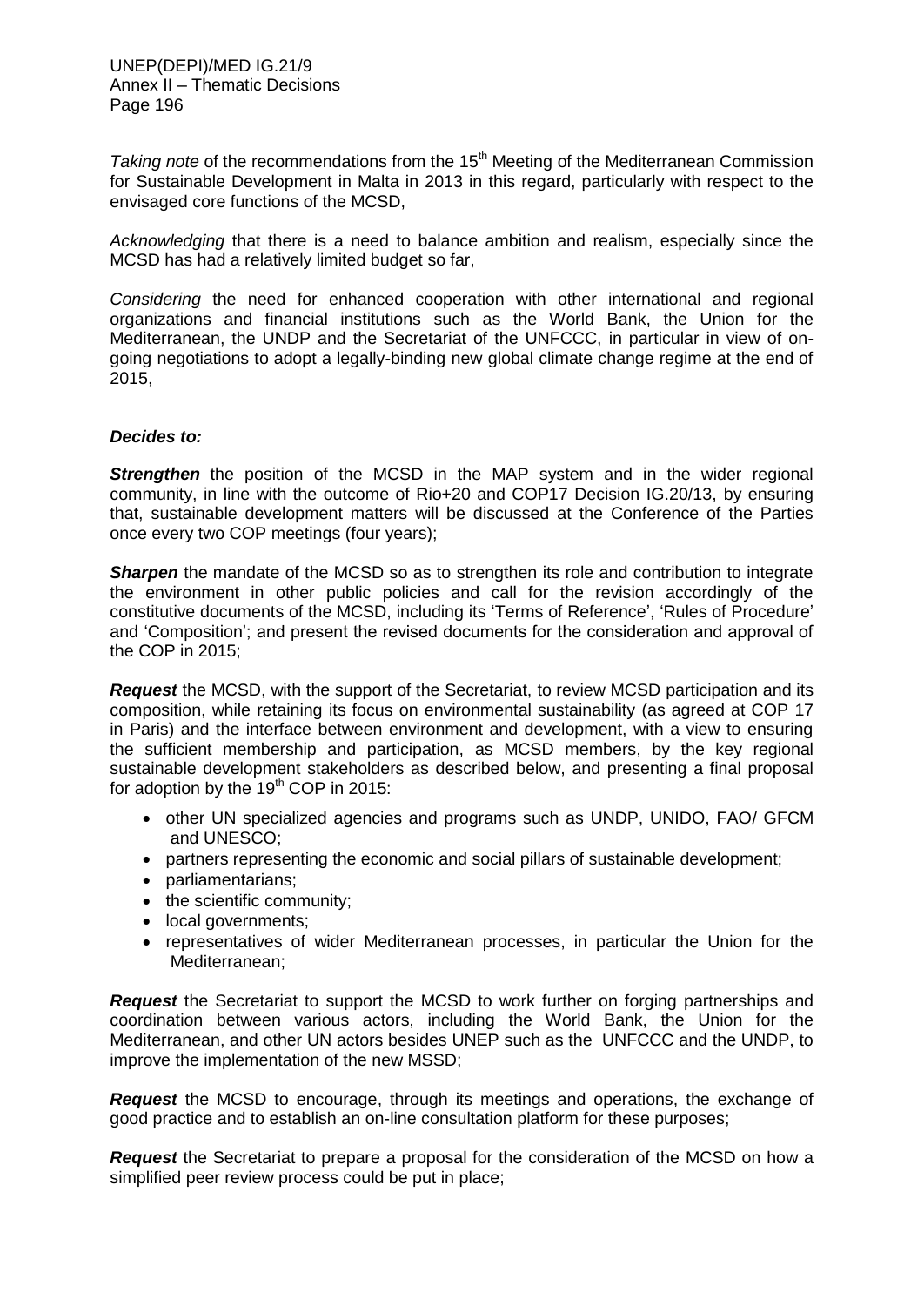*Taking note* of the recommendations from the 15th Meeting of the Mediterranean Commission for Sustainable Development in Malta in 2013 in this regard, particularly with respect to the envisaged core functions of the MCSD,

*Acknowledging* that there is a need to balance ambition and realism, especially since the MCSD has had a relatively limited budget so far,

*Considering* the need for enhanced cooperation with other international and regional organizations and financial institutions such as the World Bank, the Union for the Mediterranean, the UNDP and the Secretariat of the UNFCCC, in particular in view of on-going negotiations to adopt a legally-binding new global climate change regime at the end of 2015,

***Decides to:***

***Strengthen*** the position of the MCSD in the MAP system and in the wider regional community, in line with the outcome of Rio+20 and COP17 Decision IG.20/13, by ensuring that, sustainable development matters will be discussed at the Conference of the Parties once every two COP meetings (four years);

***Sharpen*** the mandate of the MCSD so as to strengthen its role and contribution to integrate the environment in other public policies and call for the revision accordingly of the constitutive documents of the MCSD, including its 'Terms of Reference', 'Rules of Procedure' and 'Composition'; and present the revised documents for the consideration and approval of the COP in 2015;

***Request*** the MCSD, with the support of the Secretariat, to review MCSD participation and its composition, while retaining its focus on environmental sustainability (as agreed at COP 17 in Paris) and the interface between environment and development, with a view to ensuring the sufficient membership and participation, as MCSD members, by the key regional sustainable development stakeholders as described below, and presenting a final proposal for adoption by the 19th COP in 2015:

- other UN specialized agencies and programs such as UNDP, UNIDO, FAO/ GFCM and UNESCO;
- partners representing the economic and social pillars of sustainable development;
- parliamentarians;
- the scientific community;
- local governments;
- representatives of wider Mediterranean processes, in particular the Union for the Mediterranean;

***Request*** the Secretariat to support the MCSD to work further on forging partnerships and coordination between various actors, including the World Bank, the Union for the Mediterranean, and other UN actors besides UNEP such as the UNFCCC and the UNDP, to improve the implementation of the new MSSD;

***Request*** the MCSD to encourage, through its meetings and operations, the exchange of good practice and to establish an on-line consultation platform for these purposes;

***Request*** the Secretariat to prepare a proposal for the consideration of the MCSD on how a simplified peer review process could be put in place;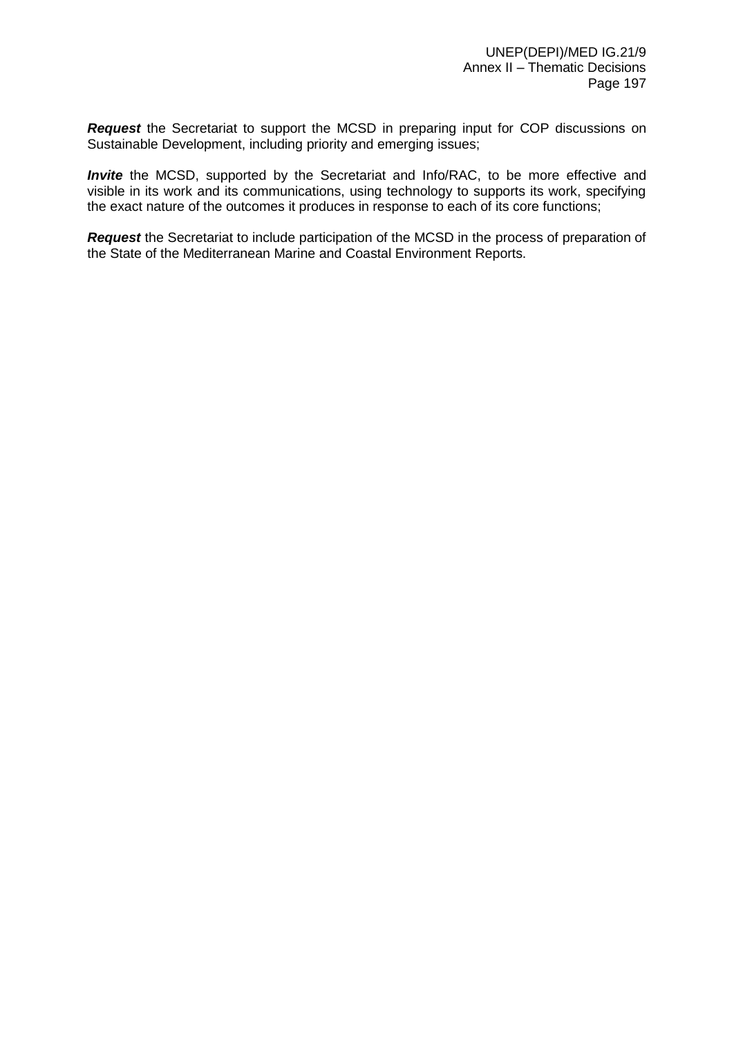***Request*** the Secretariat to support the MCSD in preparing input for COP discussions on Sustainable Development, including priority and emerging issues;

***Invite*** the MCSD, supported by the Secretariat and Info/RAC, to be more effective and visible in its work and its communications, using technology to supports its work, specifying the exact nature of the outcomes it produces in response to each of its core functions;

***Request*** the Secretariat to include participation of the MCSD in the process of preparation of the State of the Mediterranean Marine and Coastal Environment Reports.